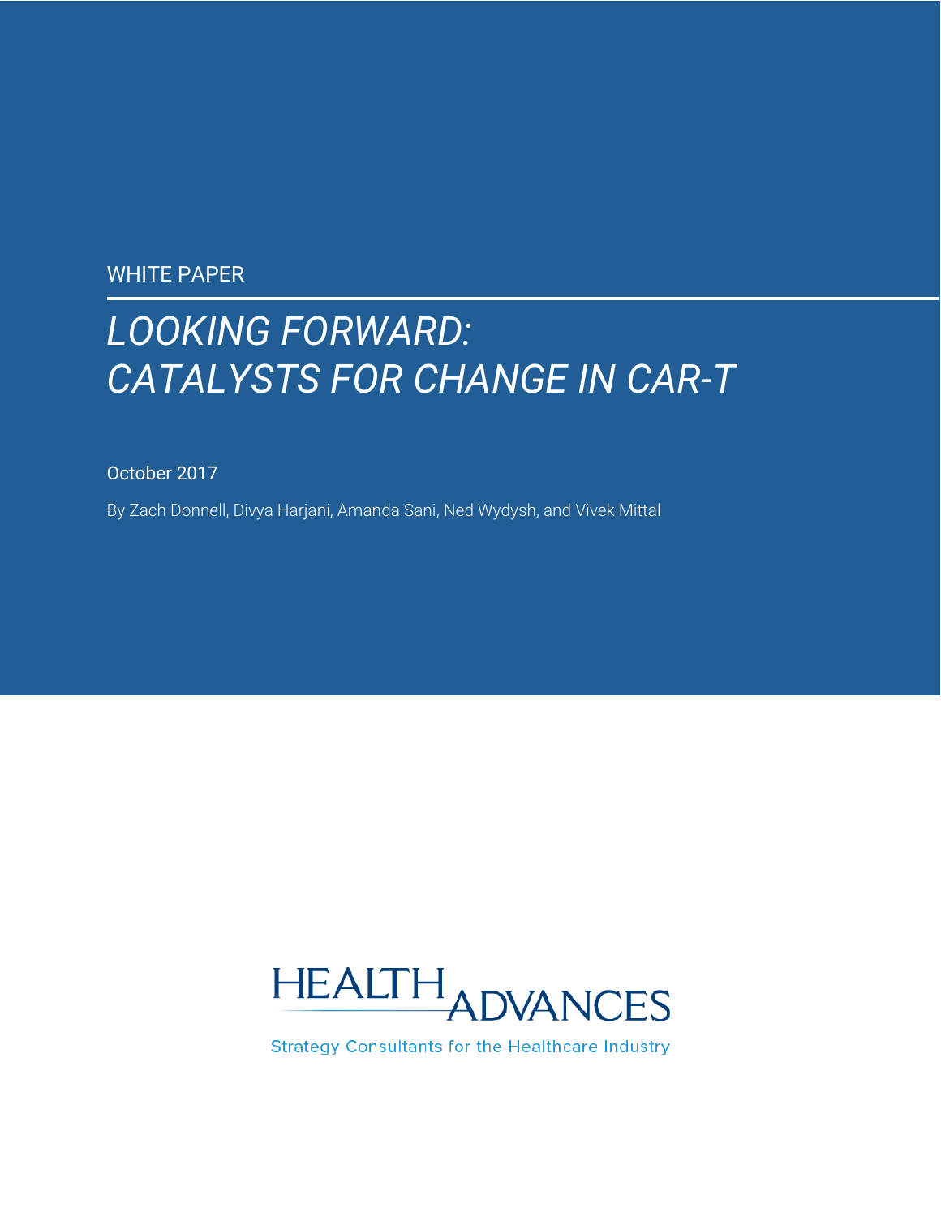WHITE PAPER

# *LOOKING FORWARD: CATALYSTS FOR CHANGE IN CAR-T*

October 2017

By Zach Donnell, Divya Harjani, Amanda Sani, Ned Wydysh, and Vivek Mittal

HEALTH ADVANCES

Strategy Consultants for the Healthcare Industry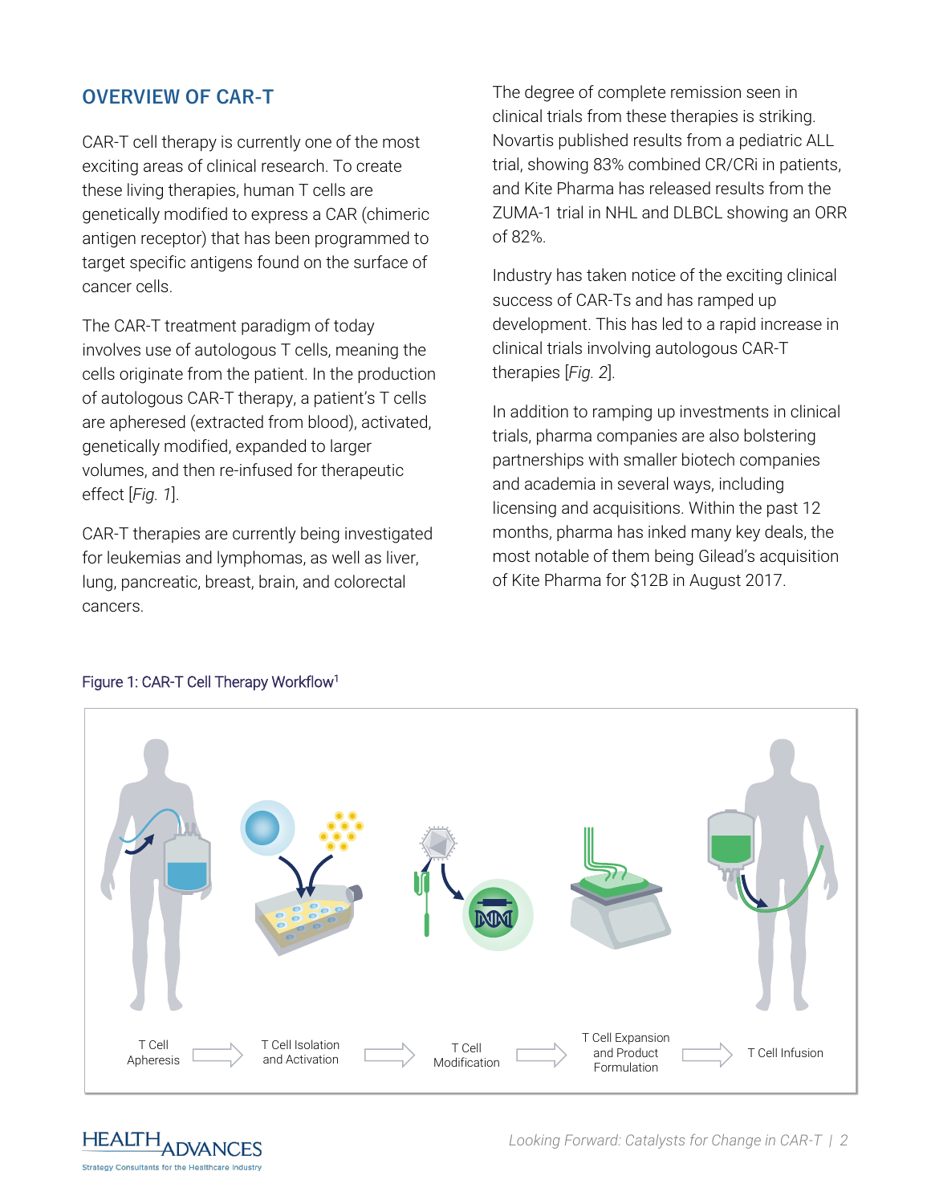## OVERVIEW OF CAR-T

CAR-T cell therapy is currently one of the most exciting areas of clinical research. To create these living therapies, human T cells are genetically modified to express a CAR (chimeric antigen receptor) that has been programmed to target specific antigens found on the surface of cancer cells.

The CAR-T treatment paradigm of today involves use of autologous T cells, meaning the cells originate from the patient. In the production of autologous CAR-T therapy, a patient's T cells are apheresed (extracted from blood), activated, genetically modified, expanded to larger volumes, and then re-infused for therapeutic effect [*Fig. 1*].

CAR-T therapies are currently being investigated for leukemias and lymphomas, as well as liver, lung, pancreatic, breast, brain, and colorectal cancers.

The degree of complete remission seen in clinical trials from these therapies is striking. Novartis published results from a pediatric ALL trial, showing 83% combined CR/CRi in patients, and Kite Pharma has released results from the ZUMA-1 trial in NHL and DLBCL showing an ORR of 82%.

Industry has taken notice of the exciting clinical success of CAR-Ts and has ramped up development. This has led to a rapid increase in clinical trials involving autologous CAR-T therapies [*Fig. 2*].

In addition to ramping up investments in clinical trials, pharma companies are also bolstering partnerships with smaller biotech companies and academia in several ways, including licensing and acquisitions. Within the past 12 months, pharma has inked many key deals, the most notable of them being Gilead's acquisition of Kite Pharma for $12B in August 2017.

Figure 1: CAR-T Cell Therapy Workflow[1]

T Cell Apheresis → T Cell Isolation and Activation → T Cell Modification → T Cell Expansion and Product Formulation → T Cell Infusion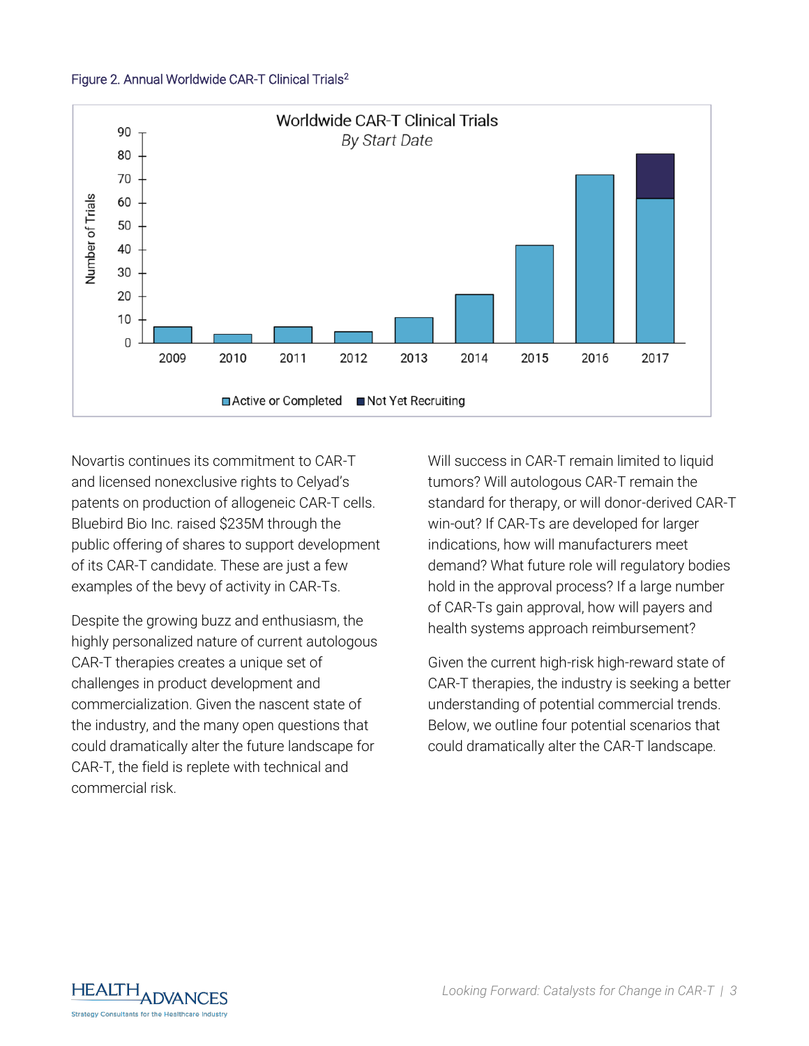Figure 2. Annual Worldwide CAR-T Clinical Trials[2]

Novartis continues its commitment to CAR-T and licensed nonexclusive rights to Celyad's patents on production of allogeneic CAR-T cells. Bluebird Bio Inc. raised $235M through the public offering of shares to support development of its CAR-T candidate. These are just a few examples of the bevy of activity in CAR-Ts.

Despite the growing buzz and enthusiasm, the highly personalized nature of current autologous CAR-T therapies creates a unique set of challenges in product development and commercialization. Given the nascent state of the industry, and the many open questions that could dramatically alter the future landscape for CAR-T, the field is replete with technical and commercial risk.

Will success in CAR-T remain limited to liquid tumors? Will autologous CAR-T remain the standard for therapy, or will donor-derived CAR-T win-out? If CAR-Ts are developed for larger indications, how will manufacturers meet demand? What future role will regulatory bodies hold in the approval process? If a large number of CAR-Ts gain approval, how will payers and health systems approach reimbursement?

Given the current high-risk high-reward state of CAR-T therapies, the industry is seeking a better understanding of potential commercial trends. Below, we outline four potential scenarios that could dramatically alter the CAR-T landscape.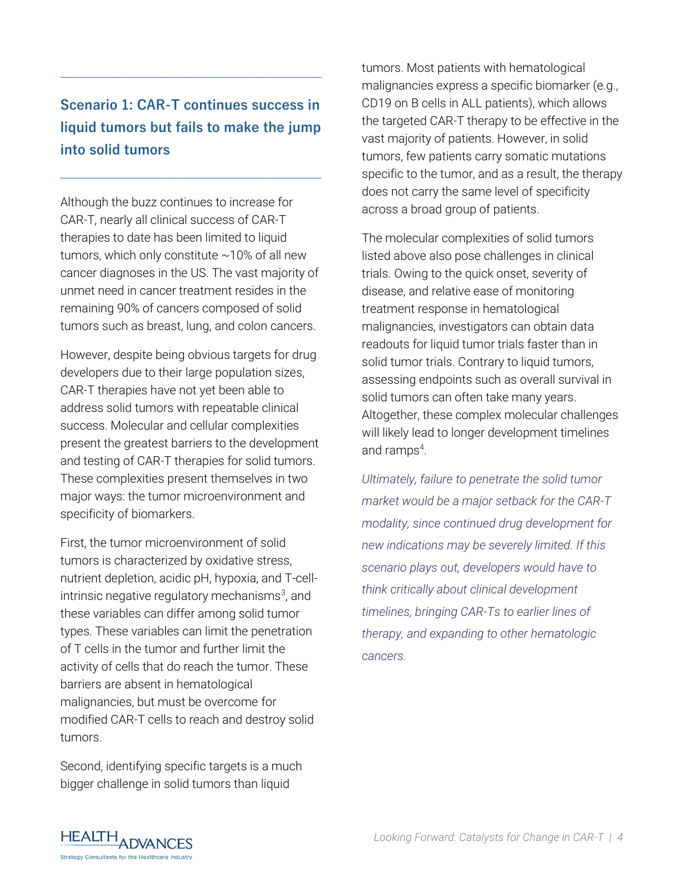## Scenario 1: CAR-T continues success in liquid tumors but fails to make the jump into solid tumors

Although the buzz continues to increase for CAR-T, nearly all clinical success of CAR-T therapies to date has been limited to liquid tumors, which only constitute ~10% of all new cancer diagnoses in the US. The vast majority of unmet need in cancer treatment resides in the remaining 90% of cancers composed of solid tumors such as breast, lung, and colon cancers.

However, despite being obvious targets for drug developers due to their large population sizes, CAR-T therapies have not yet been able to address solid tumors with repeatable clinical success. Molecular and cellular complexities present the greatest barriers to the development and testing of CAR-T therapies for solid tumors. These complexities present themselves in two major ways: the tumor microenvironment and specificity of biomarkers.

First, the tumor microenvironment of solid tumors is characterized by oxidative stress, nutrient depletion, acidic pH, hypoxia, and T-cell-intrinsic negative regulatory mechanisms[3], and these variables can differ among solid tumor types. These variables can limit the penetration of T cells in the tumor and further limit the activity of cells that do reach the tumor. These barriers are absent in hematological malignancies, but must be overcome for modified CAR-T cells to reach and destroy solid tumors.

Second, identifying specific targets is a much bigger challenge in solid tumors than liquid tumors. Most patients with hematological malignancies express a specific biomarker (e.g., CD19 on B cells in ALL patients), which allows the targeted CAR-T therapy to be effective in the vast majority of patients. However, in solid tumors, few patients carry somatic mutations specific to the tumor, and as a result, the therapy does not carry the same level of specificity across a broad group of patients.

The molecular complexities of solid tumors listed above also pose challenges in clinical trials. Owing to the quick onset, severity of disease, and relative ease of monitoring treatment response in hematological malignancies, investigators can obtain data readouts for liquid tumor trials faster than in solid tumor trials. Contrary to liquid tumors, assessing endpoints such as overall survival in solid tumors can often take many years. Altogether, these complex molecular challenges will likely lead to longer development timelines and ramps[4].

*Ultimately, failure to penetrate the solid tumor market would be a major setback for the CAR-T modality, since continued drug development for new indications may be severely limited. If this scenario plays out, developers would have to think critically about clinical development timelines, bringing CAR-Ts to earlier lines of therapy, and expanding to other hematologic cancers.*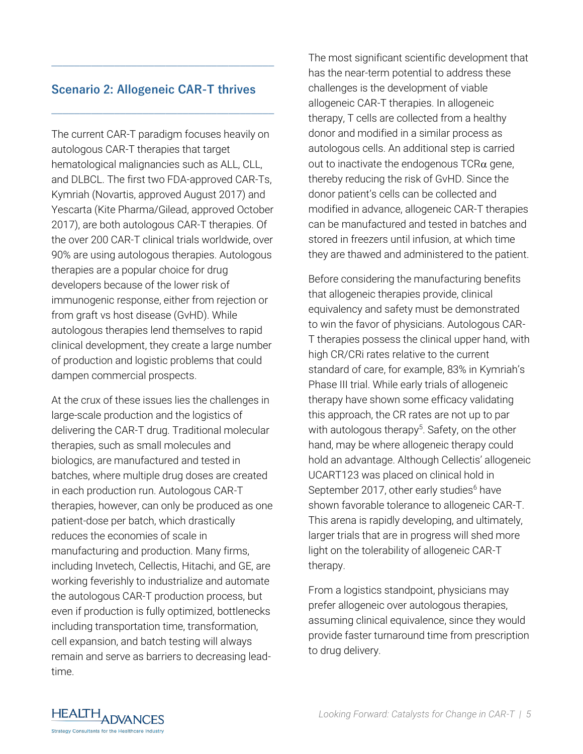## Scenario 2: Allogeneic CAR-T thrives

The current CAR-T paradigm focuses heavily on autologous CAR-T therapies that target hematological malignancies such as ALL, CLL, and DLBCL. The first two FDA-approved CAR-Ts, Kymriah (Novartis, approved August 2017) and Yescarta (Kite Pharma/Gilead, approved October 2017), are both autologous CAR-T therapies. Of the over 200 CAR-T clinical trials worldwide, over 90% are using autologous therapies. Autologous therapies are a popular choice for drug developers because of the lower risk of immunogenic response, either from rejection or from graft vs host disease (GvHD). While autologous therapies lend themselves to rapid clinical development, they create a large number of production and logistic problems that could dampen commercial prospects.

At the crux of these issues lies the challenges in large-scale production and the logistics of delivering the CAR-T drug. Traditional molecular therapies, such as small molecules and biologics, are manufactured and tested in batches, where multiple drug doses are created in each production run. Autologous CAR-T therapies, however, can only be produced as one patient-dose per batch, which drastically reduces the economies of scale in manufacturing and production. Many firms, including Invetech, Cellectis, Hitachi, and GE, are working feverishly to industrialize and automate the autologous CAR-T production process, but even if production is fully optimized, bottlenecks including transportation time, transformation, cell expansion, and batch testing will always remain and serve as barriers to decreasing lead-time.

The most significant scientific development that has the near-term potential to address these challenges is the development of viable allogeneic CAR-T therapies. In allogeneic therapy, T cells are collected from a healthy donor and modified in a similar process as autologous cells. An additional step is carried out to inactivate the endogenous TCR$\alpha$ gene, thereby reducing the risk of GvHD. Since the donor patient's cells can be collected and modified in advance, allogeneic CAR-T therapies can be manufactured and tested in batches and stored in freezers until infusion, at which time they are thawed and administered to the patient.

Before considering the manufacturing benefits that allogeneic therapies provide, clinical equivalency and safety must be demonstrated to win the favor of physicians. Autologous CAR-T therapies possess the clinical upper hand, with high CR/CRi rates relative to the current standard of care, for example, 83% in Kymriah's Phase III trial. While early trials of allogeneic therapy have shown some efficacy validating this approach, the CR rates are not up to par with autologous therapy[5]. Safety, on the other hand, may be where allogeneic therapy could hold an advantage. Although Cellectis' allogeneic UCART123 was placed on clinical hold in September 2017, other early studies[6] have shown favorable tolerance to allogeneic CAR-T. This arena is rapidly developing, and ultimately, larger trials that are in progress will shed more light on the tolerability of allogeneic CAR-T therapy.

From a logistics standpoint, physicians may prefer allogeneic over autologous therapies, assuming clinical equivalence, since they would provide faster turnaround time from prescription to drug delivery.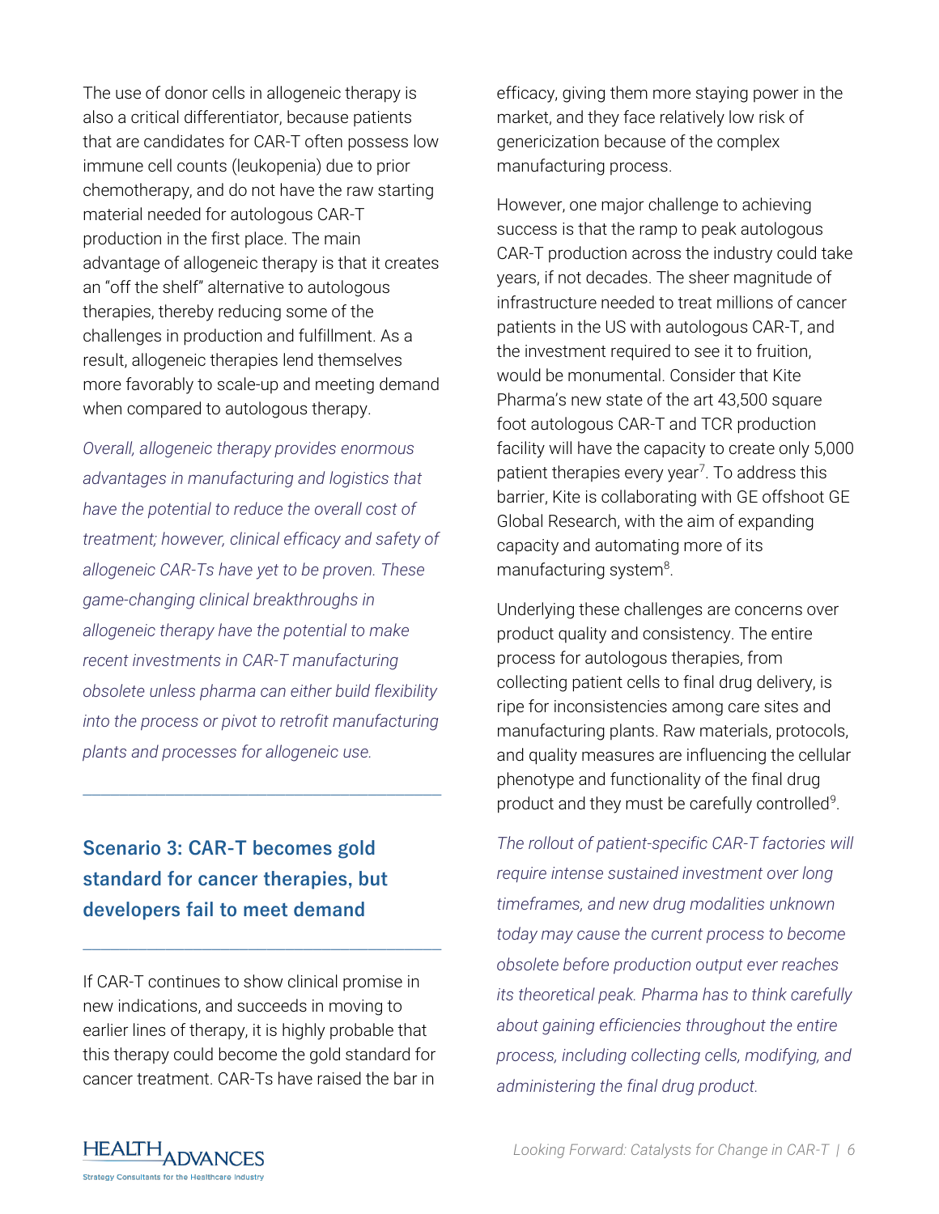The use of donor cells in allogeneic therapy is also a critical differentiator, because patients that are candidates for CAR-T often possess low immune cell counts (leukopenia) due to prior chemotherapy, and do not have the raw starting material needed for autologous CAR-T production in the first place. The main advantage of allogeneic therapy is that it creates an “off the shelf” alternative to autologous therapies, thereby reducing some of the challenges in production and fulfillment. As a result, allogeneic therapies lend themselves more favorably to scale-up and meeting demand when compared to autologous therapy.

*Overall, allogeneic therapy provides enormous advantages in manufacturing and logistics that have the potential to reduce the overall cost of treatment; however, clinical efficacy and safety of allogeneic CAR-Ts have yet to be proven. These game-changing clinical breakthroughs in allogeneic therapy have the potential to make recent investments in CAR-T manufacturing obsolete unless pharma can either build flexibility into the process or pivot to retrofit manufacturing plants and processes for allogeneic use.*

---

## Scenario 3: CAR-T becomes gold standard for cancer therapies, but developers fail to meet demand

---

If CAR-T continues to show clinical promise in new indications, and succeeds in moving to earlier lines of therapy, it is highly probable that this therapy could become the gold standard for cancer treatment. CAR-Ts have raised the bar in efficacy, giving them more staying power in the market, and they face relatively low risk of genericization because of the complex manufacturing process.

However, one major challenge to achieving success is that the ramp to peak autologous CAR-T production across the industry could take years, if not decades. The sheer magnitude of infrastructure needed to treat millions of cancer patients in the US with autologous CAR-T, and the investment required to see it to fruition, would be monumental. Consider that Kite Pharma’s new state of the art 43,500 square foot autologous CAR-T and TCR production facility will have the capacity to create only 5,000 patient therapies every year[7]. To address this barrier, Kite is collaborating with GE offshoot GE Global Research, with the aim of expanding capacity and automating more of its manufacturing system[8].

Underlying these challenges are concerns over product quality and consistency. The entire process for autologous therapies, from collecting patient cells to final drug delivery, is ripe for inconsistencies among care sites and manufacturing plants. Raw materials, protocols, and quality measures are influencing the cellular phenotype and functionality of the final drug product and they must be carefully controlled[9].

*The rollout of patient-specific CAR-T factories will require intense sustained investment over long timeframes, and new drug modalities unknown today may cause the current process to become obsolete before production output ever reaches its theoretical peak. Pharma has to think carefully about gaining efficiencies throughout the entire process, including collecting cells, modifying, and administering the final drug product.*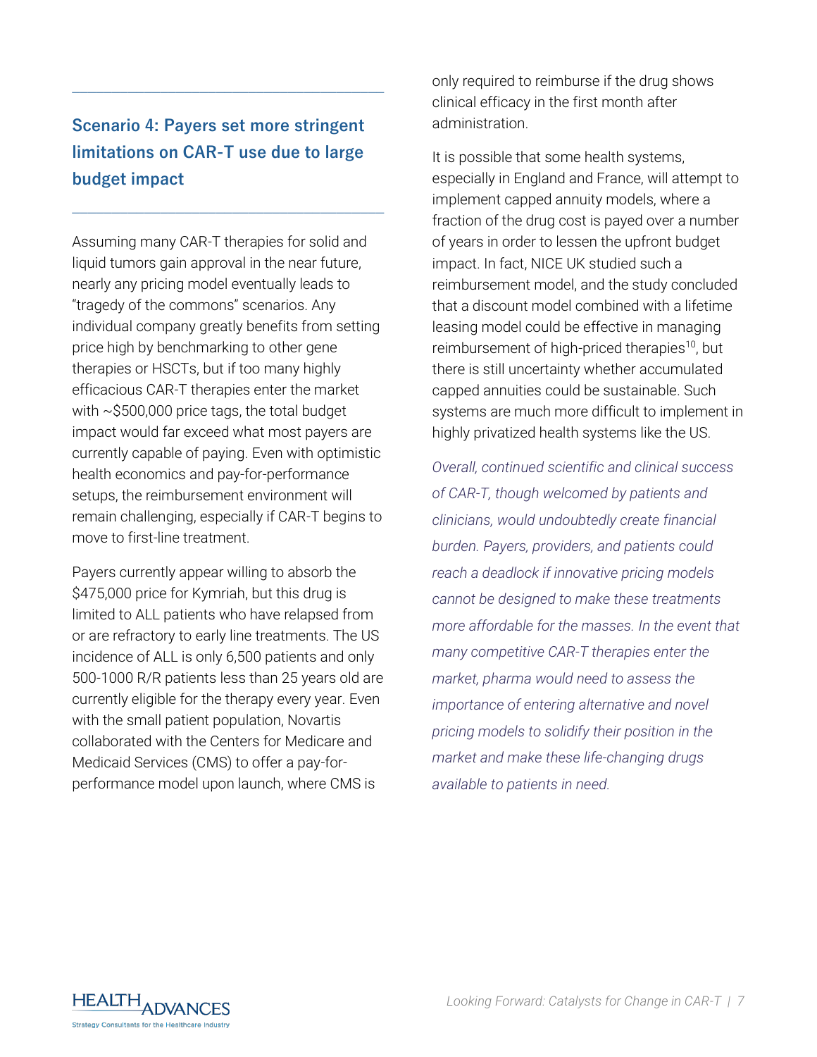## Scenario 4: Payers set more stringent limitations on CAR-T use due to large budget impact

Assuming many CAR-T therapies for solid and liquid tumors gain approval in the near future, nearly any pricing model eventually leads to "tragedy of the commons" scenarios. Any individual company greatly benefits from setting price high by benchmarking to other gene therapies or HSCTs, but if too many highly efficacious CAR-T therapies enter the market with ~$500,000 price tags, the total budget impact would far exceed what most payers are currently capable of paying. Even with optimistic health economics and pay-for-performance setups, the reimbursement environment will remain challenging, especially if CAR-T begins to move to first-line treatment.

Payers currently appear willing to absorb the $475,000 price for Kymriah, but this drug is limited to ALL patients who have relapsed from or are refractory to early line treatments. The US incidence of ALL is only 6,500 patients and only 500-1000 R/R patients less than 25 years old are currently eligible for the therapy every year. Even with the small patient population, Novartis collaborated with the Centers for Medicare and Medicaid Services (CMS) to offer a pay-for-performance model upon launch, where CMS is only required to reimburse if the drug shows clinical efficacy in the first month after administration.

It is possible that some health systems, especially in England and France, will attempt to implement capped annuity models, where a fraction of the drug cost is payed over a number of years in order to lessen the upfront budget impact. In fact, NICE UK studied such a reimbursement model, and the study concluded that a discount model combined with a lifetime leasing model could be effective in managing reimbursement of high-priced therapies[10], but there is still uncertainty whether accumulated capped annuities could be sustainable. Such systems are much more difficult to implement in highly privatized health systems like the US.

*Overall, continued scientific and clinical success of CAR-T, though welcomed by patients and clinicians, would undoubtedly create financial burden. Payers, providers, and patients could reach a deadlock if innovative pricing models cannot be designed to make these treatments more affordable for the masses. In the event that many competitive CAR-T therapies enter the market, pharma would need to assess the importance of entering alternative and novel pricing models to solidify their position in the market and make these life-changing drugs available to patients in need.*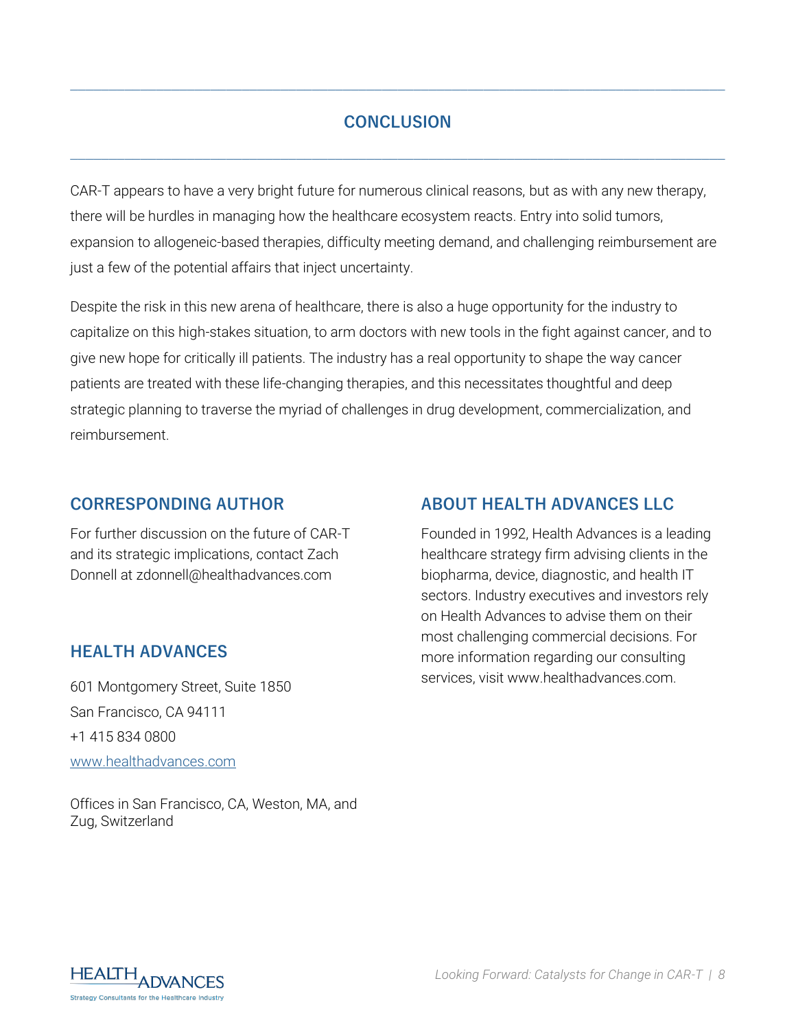## CONCLUSION

CAR-T appears to have a very bright future for numerous clinical reasons, but as with any new therapy, there will be hurdles in managing how the healthcare ecosystem reacts. Entry into solid tumors, expansion to allogeneic-based therapies, difficulty meeting demand, and challenging reimbursement are just a few of the potential affairs that inject uncertainty.

Despite the risk in this new arena of healthcare, there is also a huge opportunity for the industry to capitalize on this high-stakes situation, to arm doctors with new tools in the fight against cancer, and to give new hope for critically ill patients. The industry has a real opportunity to shape the way cancer patients are treated with these life-changing therapies, and this necessitates thoughtful and deep strategic planning to traverse the myriad of challenges in drug development, commercialization, and reimbursement.

### CORRESPONDING AUTHOR

For further discussion on the future of CAR-T and its strategic implications, contact Zach Donnell at zdonnell@healthadvances.com

### HEALTH ADVANCES

601 Montgomery Street, Suite 1850
San Francisco, CA 94111
+1 415 834 0800
www.healthadvances.com

Offices in San Francisco, CA, Weston, MA, and Zug, Switzerland

### ABOUT HEALTH ADVANCES LLC

Founded in 1992, Health Advances is a leading healthcare strategy firm advising clients in the biopharma, device, diagnostic, and health IT sectors. Industry executives and investors rely on Health Advances to advise them on their most challenging commercial decisions. For more information regarding our consulting services, visit www.healthadvances.com.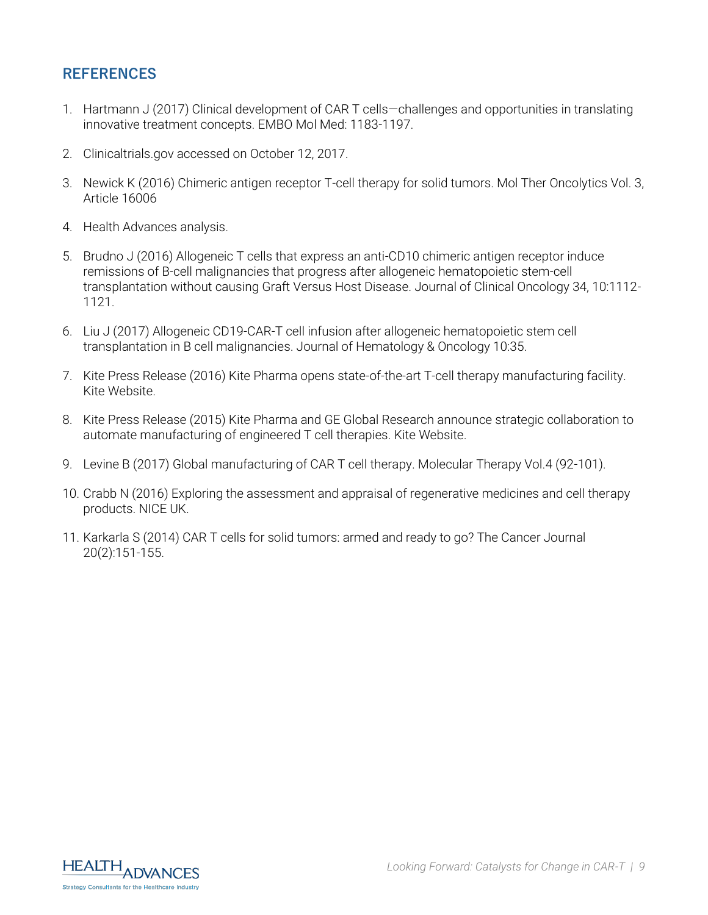## REFERENCES

1. Hartmann J (2017) Clinical development of CAR T cells—challenges and opportunities in translating innovative treatment concepts. EMBO Mol Med: 1183-1197.

2. Clinicaltrials.gov accessed on October 12, 2017.

3. Newick K (2016) Chimeric antigen receptor T-cell therapy for solid tumors. Mol Ther Oncolytics Vol. 3, Article 16006

4. Health Advances analysis.

5. Brudno J (2016) Allogeneic T cells that express an anti-CD10 chimeric antigen receptor induce remissions of B-cell malignancies that progress after allogeneic hematopoietic stem-cell transplantation without causing Graft Versus Host Disease. Journal of Clinical Oncology 34, 10:1112-1121.

6. Liu J (2017) Allogeneic CD19-CAR-T cell infusion after allogeneic hematopoietic stem cell transplantation in B cell malignancies. Journal of Hematology & Oncology 10:35.

7. Kite Press Release (2016) Kite Pharma opens state-of-the-art T-cell therapy manufacturing facility. Kite Website.

8. Kite Press Release (2015) Kite Pharma and GE Global Research announce strategic collaboration to automate manufacturing of engineered T cell therapies. Kite Website.

9. Levine B (2017) Global manufacturing of CAR T cell therapy. Molecular Therapy Vol.4 (92-101).

10. Crabb N (2016) Exploring the assessment and appraisal of regenerative medicines and cell therapy products. NICE UK.

11. Karkarla S (2014) CAR T cells for solid tumors: armed and ready to go? The Cancer Journal 20(2):151-155.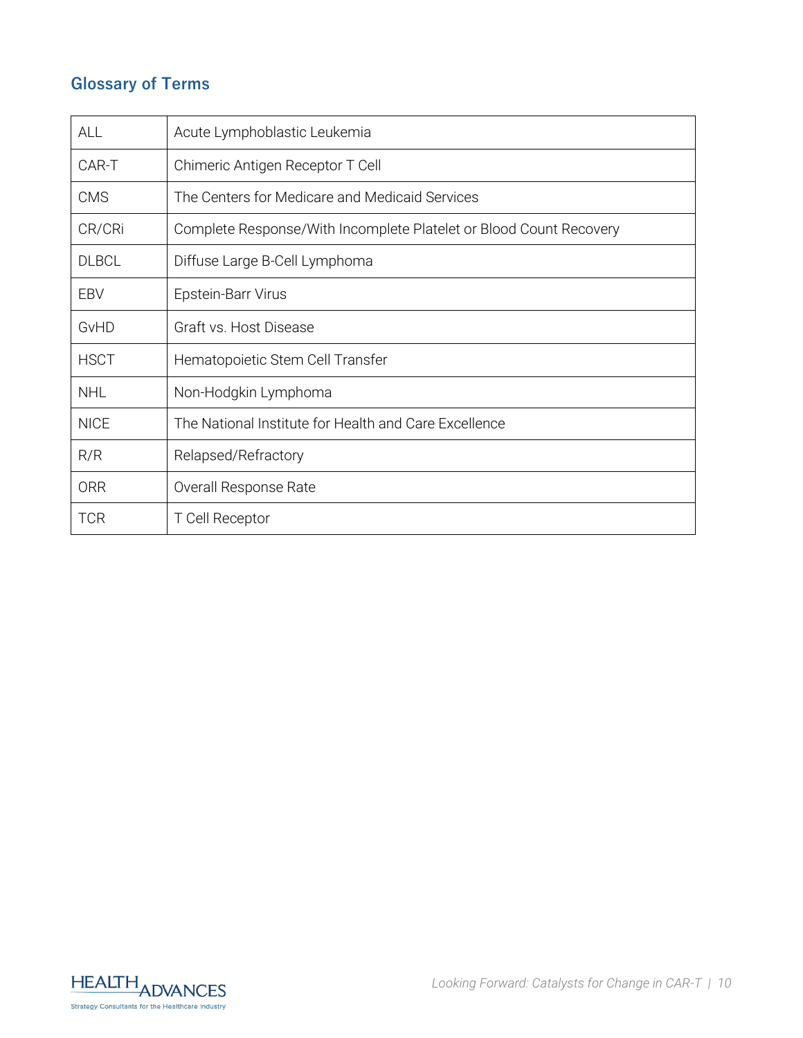## Glossary of Terms

| | |
|---|---|
| ALL | Acute Lymphoblastic Leukemia |
| CAR-T | Chimeric Antigen Receptor T Cell |
| CMS | The Centers for Medicare and Medicaid Services |
| CR/CRi | Complete Response/With Incomplete Platelet or Blood Count Recovery |
| DLBCL | Diffuse Large B-Cell Lymphoma |
| EBV | Epstein-Barr Virus |
| GvHD | Graft vs. Host Disease |
| HSCT | Hematopoietic Stem Cell Transfer |
| NHL | Non-Hodgkin Lymphoma |
| NICE | The National Institute for Health and Care Excellence |
| R/R | Relapsed/Refractory |
| ORR | Overall Response Rate |
| TCR | T Cell Receptor |